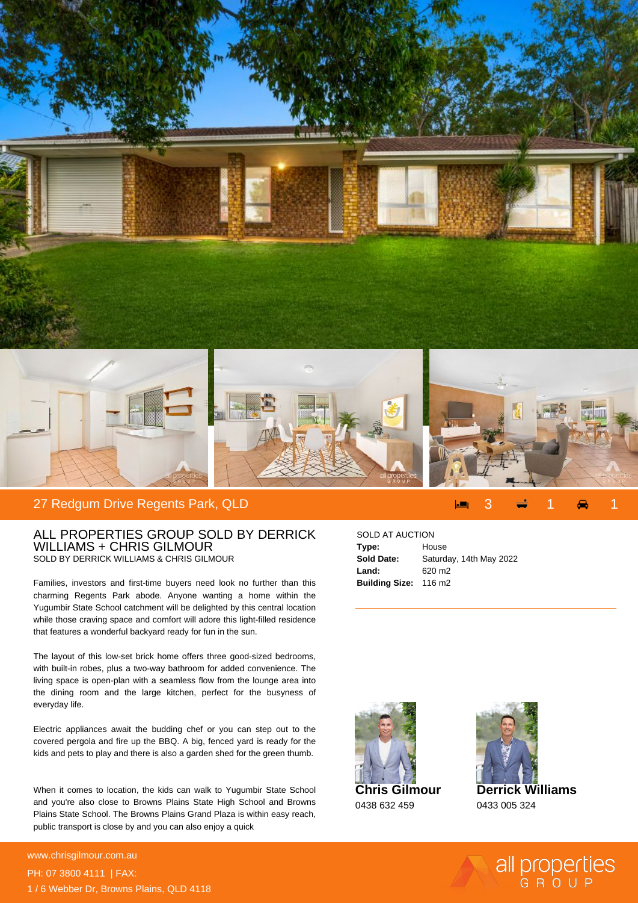## 27 Redgum Drive Regents Park, QLD

3 bed | 1 bath | 1 car

### ALL PROPERTIES GROUP SOLD BY DERRICK WILLIAMS + CHRIS GILMOUR

SOLD BY DERRICK WILLIAMS & CHRIS GILMOUR

Families, investors and first-time buyers need look no further than this charming Regents Park abode. Anyone wanting a home within the Yugumbir State School catchment will be delighted by this central location while those craving space and comfort will adore this light-filled residence that features a wonderful backyard ready for fun in the sun.

The layout of this low-set brick home offers three good-sized bedrooms, with built-in robes, plus a two-way bathroom for added convenience. The living space is open-plan with a seamless flow from the lounge area into the dining room and the large kitchen, perfect for the busyness of everyday life.

Electric appliances await the budding chef or you can step out to the covered pergola and fire up the BBQ. A big, fenced yard is ready for the kids and pets to play and there is also a garden shed for the green thumb.

When it comes to location, the kids can walk to Yugumbir State School and you're also close to Browns Plains State High School and Browns Plains State School. The Browns Plains Grand Plaza is within easy reach, public transport is close by and you can also enjoy a quick

SOLD AT AUCTION

| | |
|---|---|
| **Type:** | House |
| **Sold Date:** | Saturday, 14th May 2022 |
| **Land:** | 620 m2 |
| **Building Size:** | 116 m2 |

**Chris Gilmour**
0438 632 459

**Derrick Williams**
0433 005 324

www.chrisgilmour.com.au
PH: 07 3800 4111 | FAX:
1 / 6 Webber Dr, Browns Plains, QLD 4118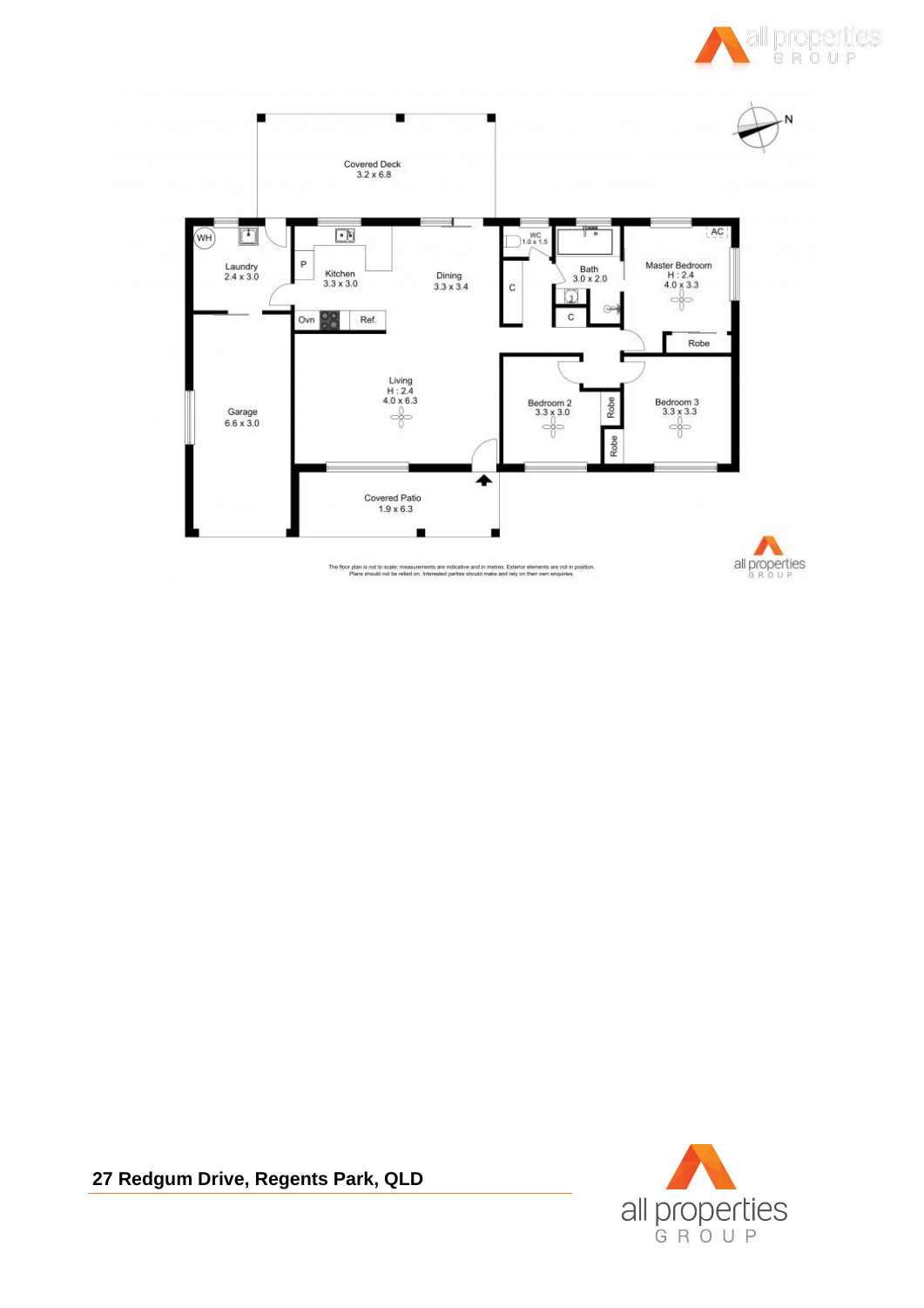Covered Deck
3.2 x 6.8

WH

Laundry
2.4 x 3.0

P

Kitchen
3.3 x 3.0

Dining
3.3 x 3.4

WC
1.0 x 1.5

C

Bath
3.0 x 2.0

C

AC

Master Bedroom
H : 2.4
4.0 x 3.3

Robe

Ovn

Ref.

Garage
6.6 x 3.0

Living
H : 2.4
4.0 x 6.3

Bedroom 2
3.3 x 3.0

Robe

Robe

Bedroom 3
3.3 x 3.3

Covered Patio
1.9 x 6.3

N

The floor plan is not to scale; measurements are indicative and in metres. Exterior elements are not in position.
Plans should not be relied on. Interested parties should make and rely on their own enquiries.

**27 Redgum Drive, Regents Park, QLD**